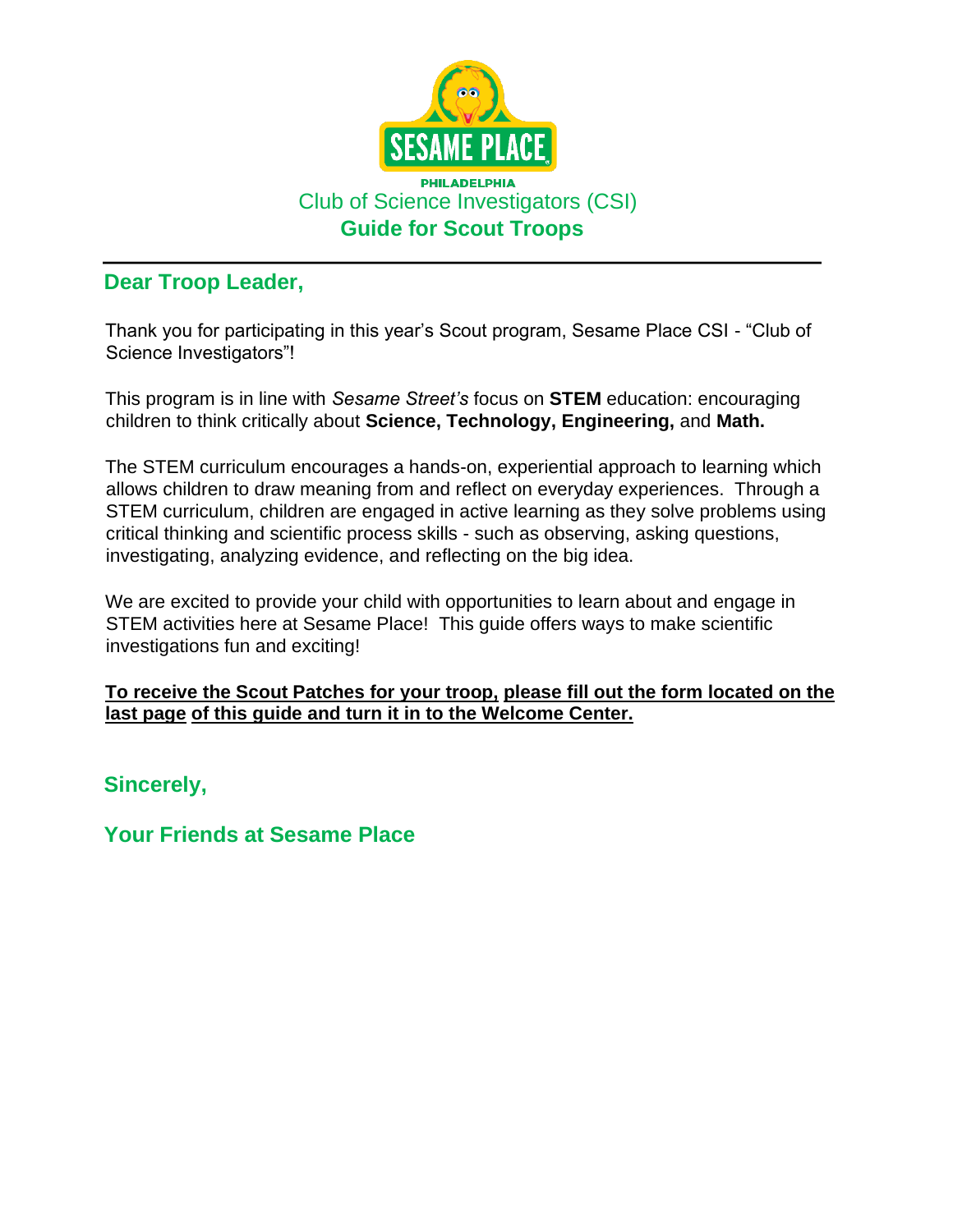SESAME PLACE

PHILADELPHIA

# Club of Science Investigators (CSI)

## Guide for Scout Troops

---

### Dear Troop Leader,

Thank you for participating in this year's Scout program, Sesame Place CSI - "Club of Science Investigators"!

This program is in line with *Sesame Street's* focus on **STEM** education: encouraging children to think critically about **Science, Technology, Engineering,** and **Math.**

The STEM curriculum encourages a hands-on, experiential approach to learning which allows children to draw meaning from and reflect on everyday experiences. Through a STEM curriculum, children are engaged in active learning as they solve problems using critical thinking and scientific process skills - such as observing, asking questions, investigating, analyzing evidence, and reflecting on the big idea.

We are excited to provide your child with opportunities to learn about and engage in STEM activities here at Sesame Place! This guide offers ways to make scientific investigations fun and exciting!

**<u>To receive the Scout Patches for your troop, please fill out the form located on the last page of this guide and turn it in to the Welcome Center.</u>**

**Sincerely,**

**Your Friends at Sesame Place**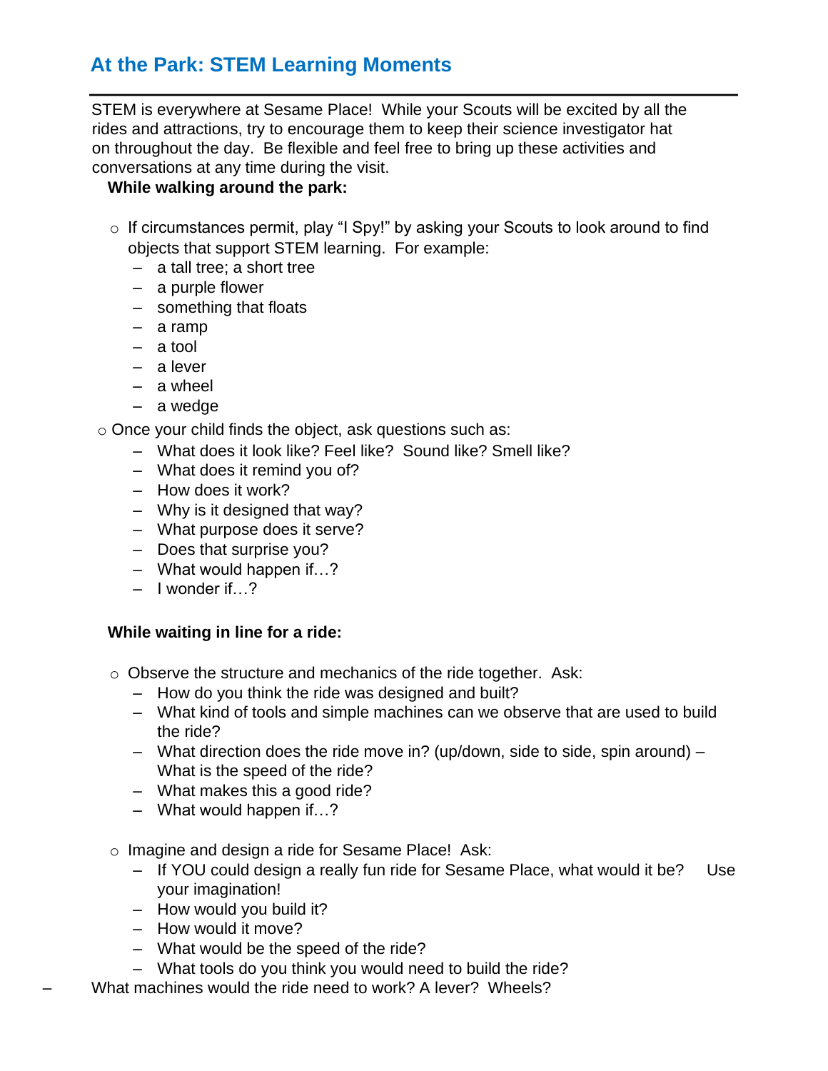## At the Park: STEM Learning Moments

STEM is everywhere at Sesame Place! While your Scouts will be excited by all the rides and attractions, try to encourage them to keep their science investigator hat on throughout the day. Be flexible and feel free to bring up these activities and conversations at any time during the visit.

**While walking around the park:**

- If circumstances permit, play "I Spy!" by asking your Scouts to look around to find objects that support STEM learning. For example:
  - a tall tree; a short tree
  - a purple flower
  - something that floats
  - a ramp
  - a tool
  - a lever
  - a wheel
  - a wedge
- Once your child finds the object, ask questions such as:
  - What does it look like? Feel like? Sound like? Smell like?
  - What does it remind you of?
  - How does it work?
  - Why is it designed that way?
  - What purpose does it serve?
  - Does that surprise you?
  - What would happen if…?
  - I wonder if…?

**While waiting in line for a ride:**

- Observe the structure and mechanics of the ride together. Ask:
  - How do you think the ride was designed and built?
  - What kind of tools and simple machines can we observe that are used to build the ride?
  - What direction does the ride move in? (up/down, side to side, spin around) – What is the speed of the ride?
  - What makes this a good ride?
  - What would happen if…?
- Imagine and design a ride for Sesame Place! Ask:
  - If YOU could design a really fun ride for Sesame Place, what would it be? Use your imagination!
  - How would you build it?
  - How would it move?
  - What would be the speed of the ride?
  - What tools do you think you would need to build the ride?
  - What machines would the ride need to work? A lever? Wheels?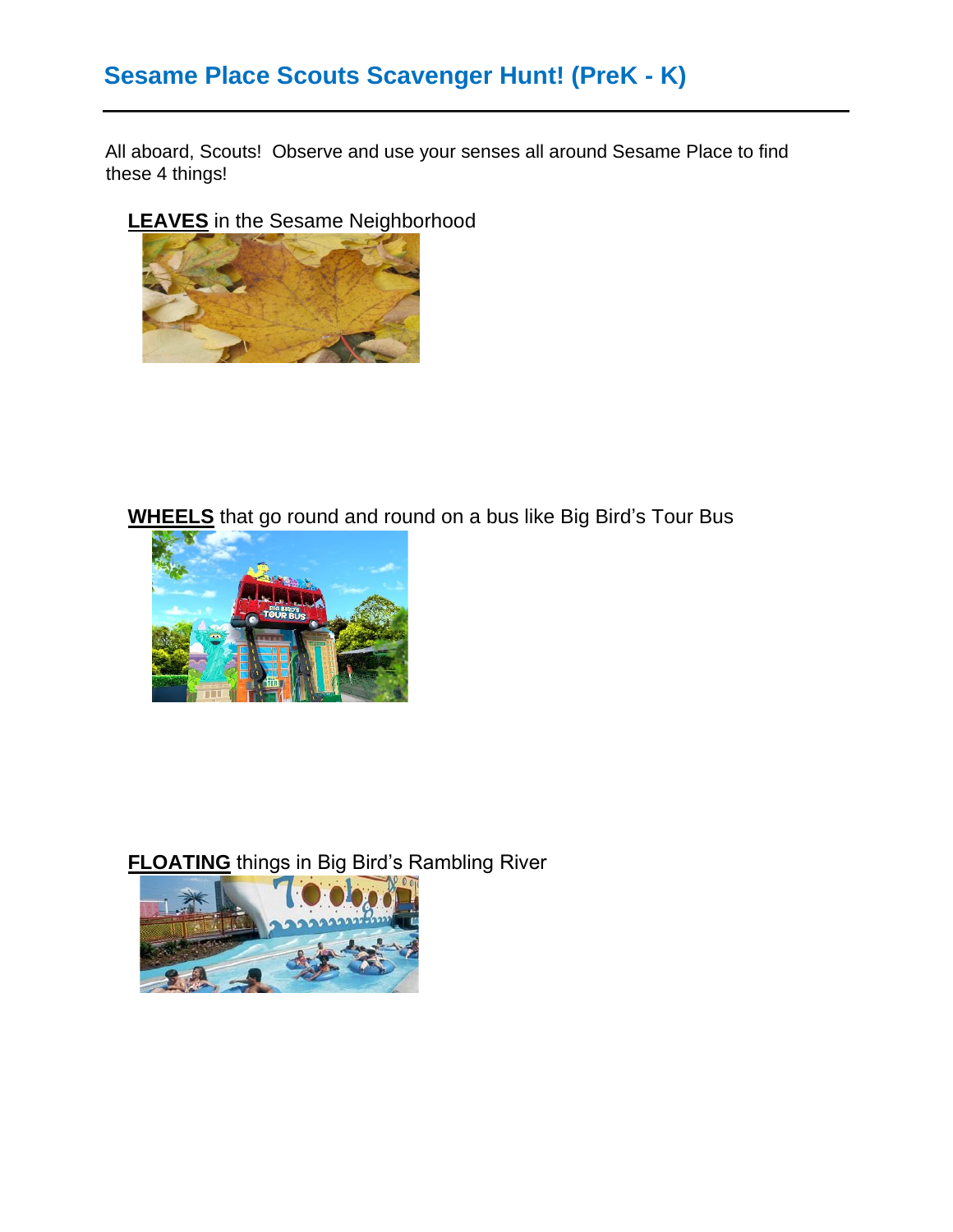## Sesame Place Scouts Scavenger Hunt! (PreK - K)

All aboard, Scouts! Observe and use your senses all around Sesame Place to find these 4 things!

**LEAVES** in the Sesame Neighborhood

**WHEELS** that go round and round on a bus like Big Bird's Tour Bus

**FLOATING** things in Big Bird's Rambling River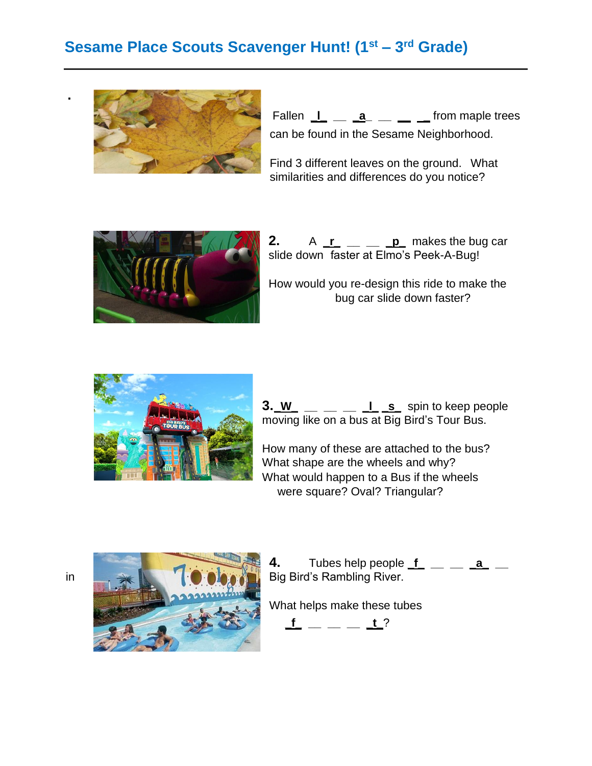# Sesame Place Scouts Scavenger Hunt! (1st – 3rd Grade)

.

Fallen l __ a __ __ __ from maple trees can be found in the Sesame Neighborhood.

Find 3 different leaves on the ground. What similarities and differences do you notice?

**2.** A r __ __ p makes the bug car slide down faster at Elmo's Peek-A-Bug!

How would you re-design this ride to make the bug car slide down faster?

**3.** W __ __ __ l s spin to keep people moving like on a bus at Big Bird's Tour Bus.

How many of these are attached to the bus?
What shape are the wheels and why?
What would happen to a Bus if the wheels were square? Oval? Triangular?

**4.** Tubes help people f __ __ a __ in Big Bird's Rambling River.

What helps make these tubes f __ __ __ t?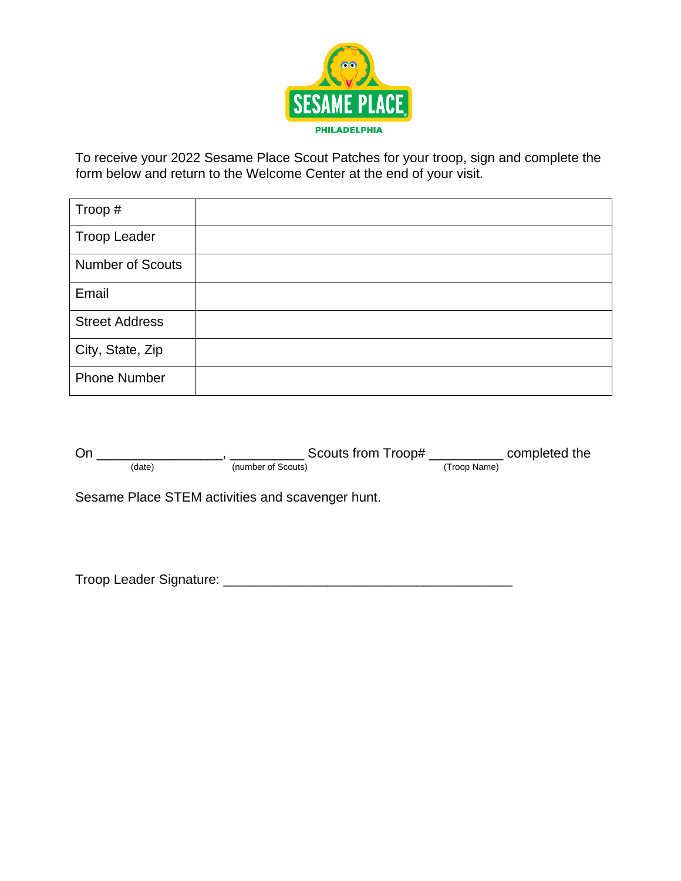SESAME PLACE

PHILADELPHIA

To receive your 2022 Sesame Place Scout Patches for your troop, sign and complete the form below and return to the Welcome Center at the end of your visit.

| | |
|---|---|
| Troop # | |
| Troop Leader | |
| Number of Scouts | |
| Email | |
| Street Address | |
| City, State, Zip | |
| Phone Number | |

On ________________ (date), __________ (number of Scouts) Scouts from Troop# __________ (Troop Name) completed the Sesame Place STEM activities and scavenger hunt.

Troop Leader Signature: _______________________________________